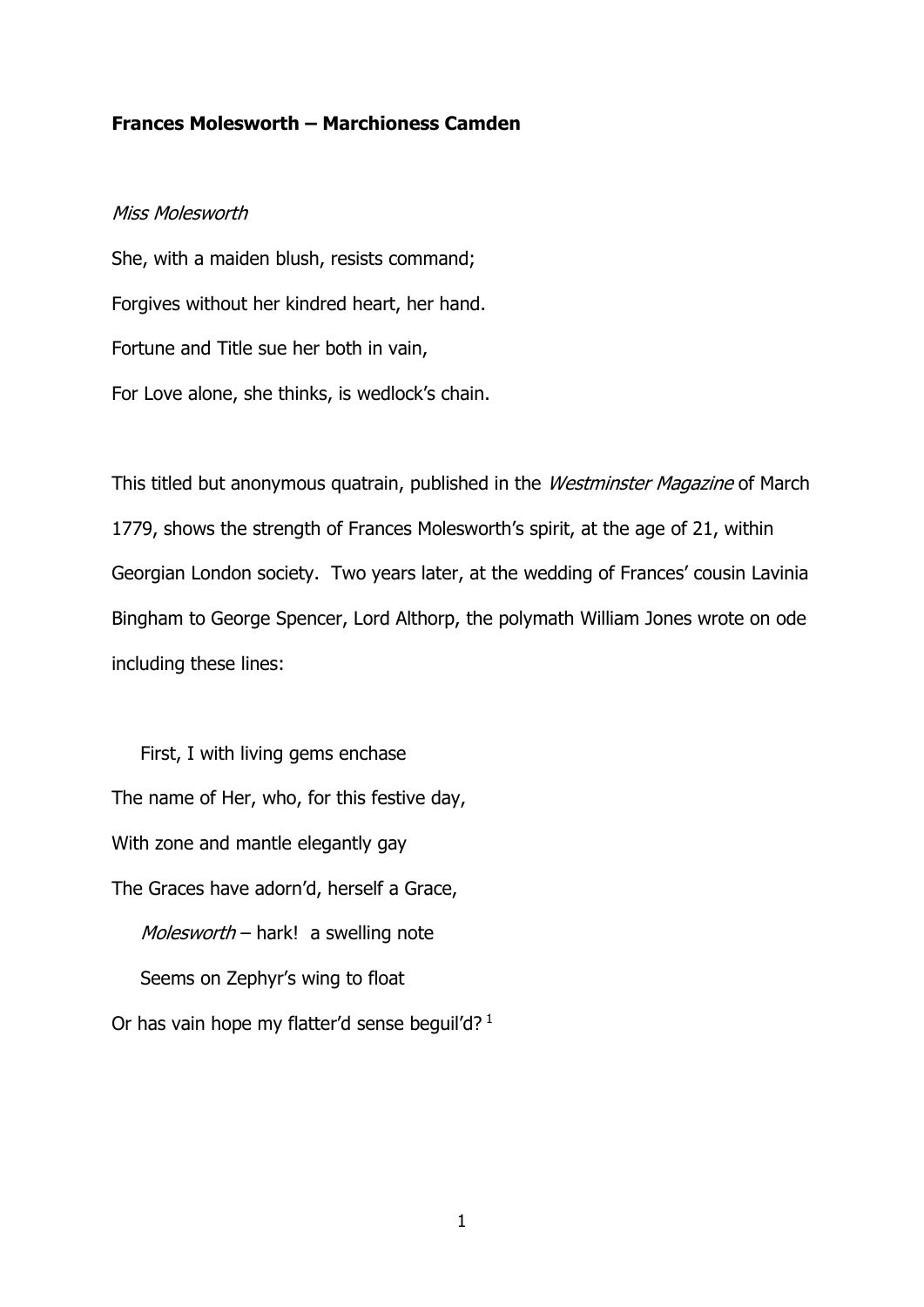**Frances Molesworth – Marchioness Camden**

*Miss Molesworth*

She, with a maiden blush, resists command;

Forgives without her kindred heart, her hand.

Fortune and Title sue her both in vain,

For Love alone, she thinks, is wedlock's chain.

This titled but anonymous quatrain, published in the *Westminster Magazine* of March 1779, shows the strength of Frances Molesworth's spirit, at the age of 21, within Georgian London society. Two years later, at the wedding of Frances' cousin Lavinia Bingham to George Spencer, Lord Althorp, the polymath William Jones wrote on ode including these lines:

    First, I with living gems enchase

The name of Her, who, for this festive day,

With zone and mantle elegantly gay

The Graces have adorn'd, herself a Grace,

    *Molesworth* – hark! a swelling note

    Seems on Zephyr's wing to float

Or has vain hope my flatter'd sense beguil'd? [1]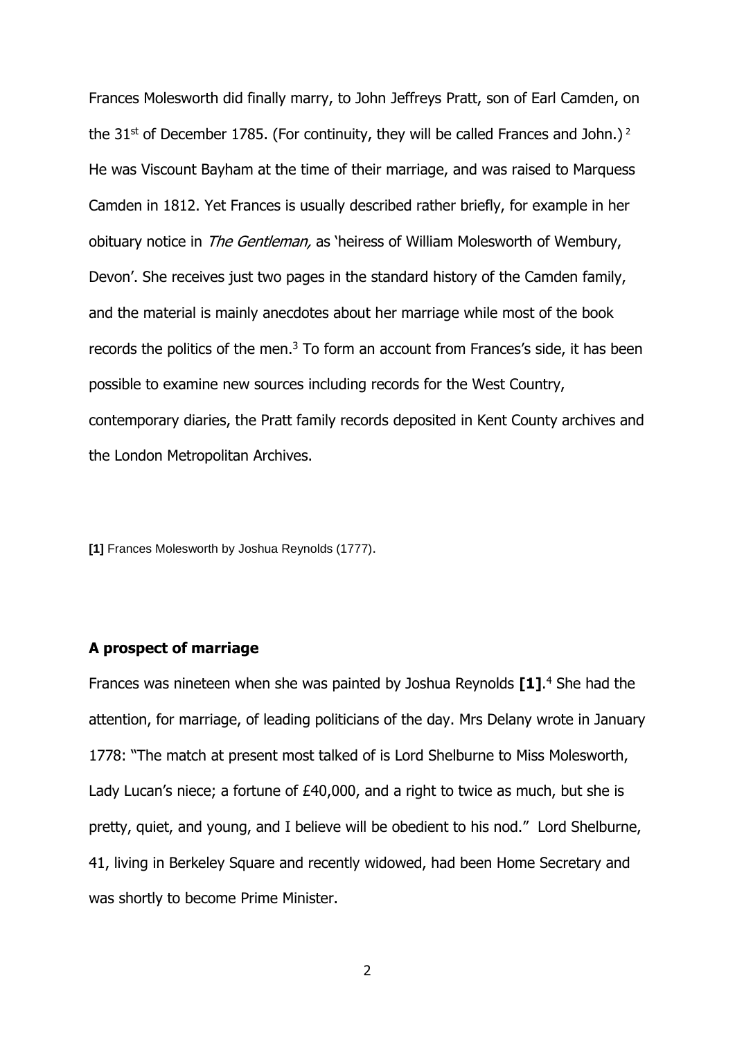Frances Molesworth did finally marry, to John Jeffreys Pratt, son of Earl Camden, on the 31st of December 1785. (For continuity, they will be called Frances and John.)[2] He was Viscount Bayham at the time of their marriage, and was raised to Marquess Camden in 1812. Yet Frances is usually described rather briefly, for example in her obituary notice in *The Gentleman,* as 'heiress of William Molesworth of Wembury, Devon'. She receives just two pages in the standard history of the Camden family, and the material is mainly anecdotes about her marriage while most of the book records the politics of the men.[3] To form an account from Frances's side, it has been possible to examine new sources including records for the West Country, contemporary diaries, the Pratt family records deposited in Kent County archives and the London Metropolitan Archives.

**[1]** Frances Molesworth by Joshua Reynolds (1777).

## A prospect of marriage

Frances was nineteen when she was painted by Joshua Reynolds **[1]**.[4] She had the attention, for marriage, of leading politicians of the day. Mrs Delany wrote in January 1778: "The match at present most talked of is Lord Shelburne to Miss Molesworth, Lady Lucan's niece; a fortune of £40,000, and a right to twice as much, but she is pretty, quiet, and young, and I believe will be obedient to his nod." Lord Shelburne, 41, living in Berkeley Square and recently widowed, had been Home Secretary and was shortly to become Prime Minister.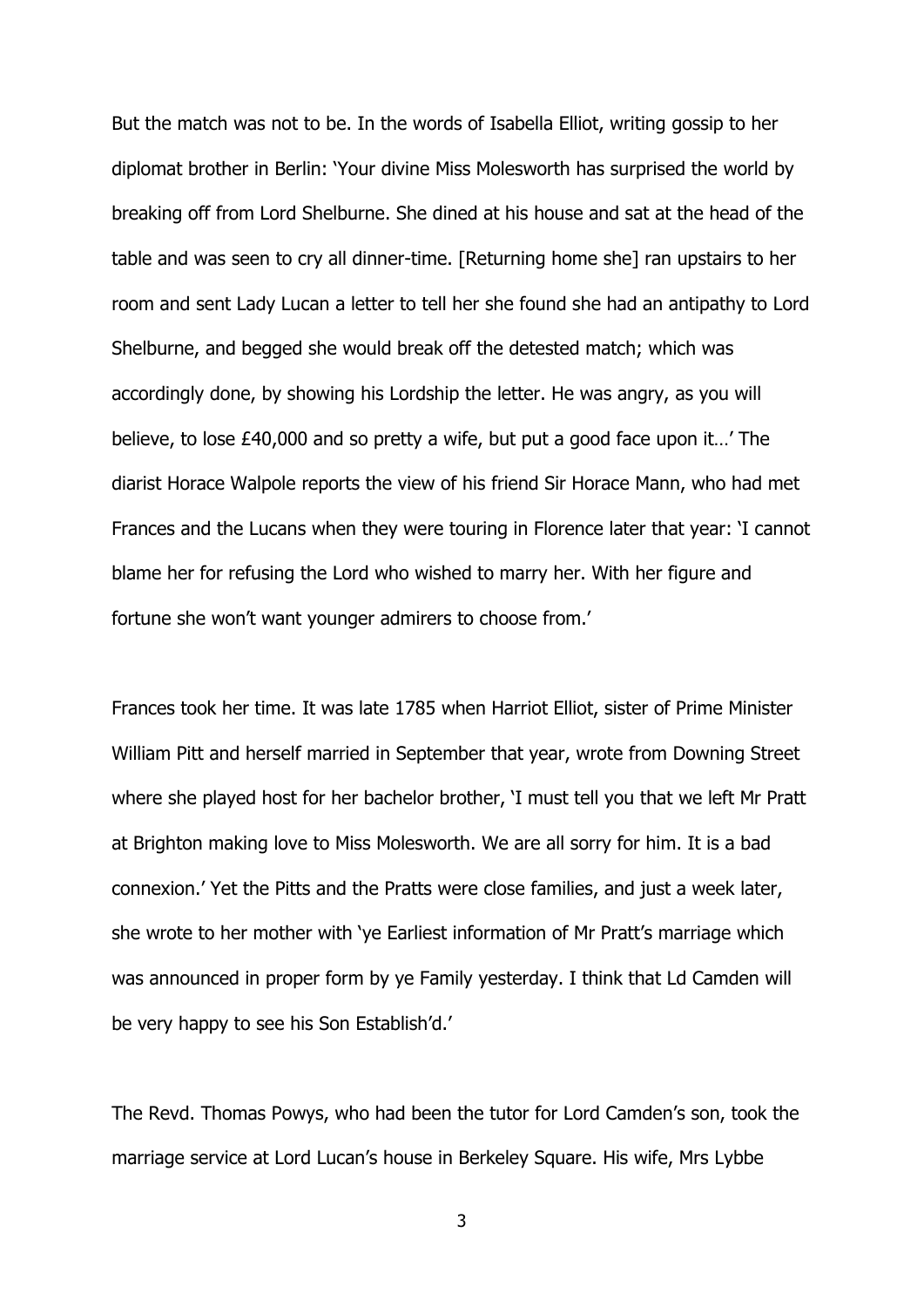But the match was not to be. In the words of Isabella Elliot, writing gossip to her diplomat brother in Berlin: 'Your divine Miss Molesworth has surprised the world by breaking off from Lord Shelburne. She dined at his house and sat at the head of the table and was seen to cry all dinner-time. [Returning home she] ran upstairs to her room and sent Lady Lucan a letter to tell her she found she had an antipathy to Lord Shelburne, and begged she would break off the detested match; which was accordingly done, by showing his Lordship the letter. He was angry, as you will believe, to lose £40,000 and so pretty a wife, but put a good face upon it…' The diarist Horace Walpole reports the view of his friend Sir Horace Mann, who had met Frances and the Lucans when they were touring in Florence later that year: 'I cannot blame her for refusing the Lord who wished to marry her. With her figure and fortune she won't want younger admirers to choose from.'

Frances took her time. It was late 1785 when Harriot Elliot, sister of Prime Minister William Pitt and herself married in September that year, wrote from Downing Street where she played host for her bachelor brother, 'I must tell you that we left Mr Pratt at Brighton making love to Miss Molesworth. We are all sorry for him. It is a bad connexion.' Yet the Pitts and the Pratts were close families, and just a week later, she wrote to her mother with 'ye Earliest information of Mr Pratt's marriage which was announced in proper form by ye Family yesterday. I think that Ld Camden will be very happy to see his Son Establish'd.'

The Revd. Thomas Powys, who had been the tutor for Lord Camden's son, took the marriage service at Lord Lucan's house in Berkeley Square. His wife, Mrs Lybbe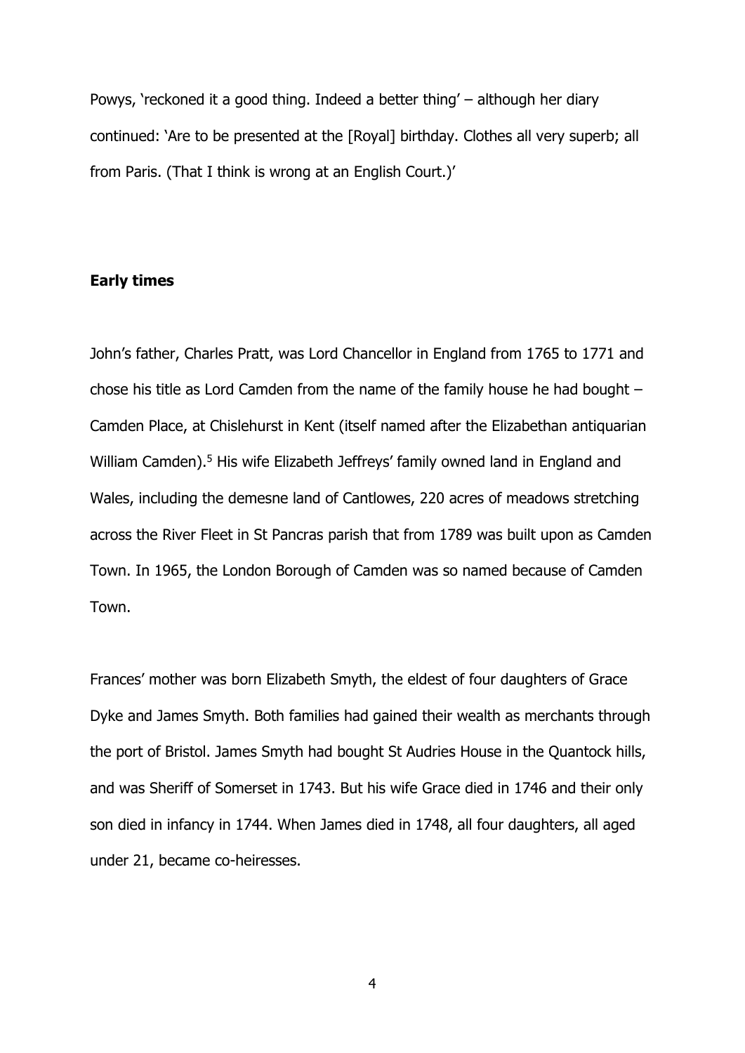Powys, 'reckoned it a good thing. Indeed a better thing' – although her diary continued: 'Are to be presented at the [Royal] birthday. Clothes all very superb; all from Paris. (That I think is wrong at an English Court.)'

**Early times**

John's father, Charles Pratt, was Lord Chancellor in England from 1765 to 1771 and chose his title as Lord Camden from the name of the family house he had bought – Camden Place, at Chislehurst in Kent (itself named after the Elizabethan antiquarian William Camden).[5] His wife Elizabeth Jeffreys' family owned land in England and Wales, including the demesne land of Cantlowes, 220 acres of meadows stretching across the River Fleet in St Pancras parish that from 1789 was built upon as Camden Town. In 1965, the London Borough of Camden was so named because of Camden Town.

Frances' mother was born Elizabeth Smyth, the eldest of four daughters of Grace Dyke and James Smyth. Both families had gained their wealth as merchants through the port of Bristol. James Smyth had bought St Audries House in the Quantock hills, and was Sheriff of Somerset in 1743. But his wife Grace died in 1746 and their only son died in infancy in 1744. When James died in 1748, all four daughters, all aged under 21, became co-heiresses.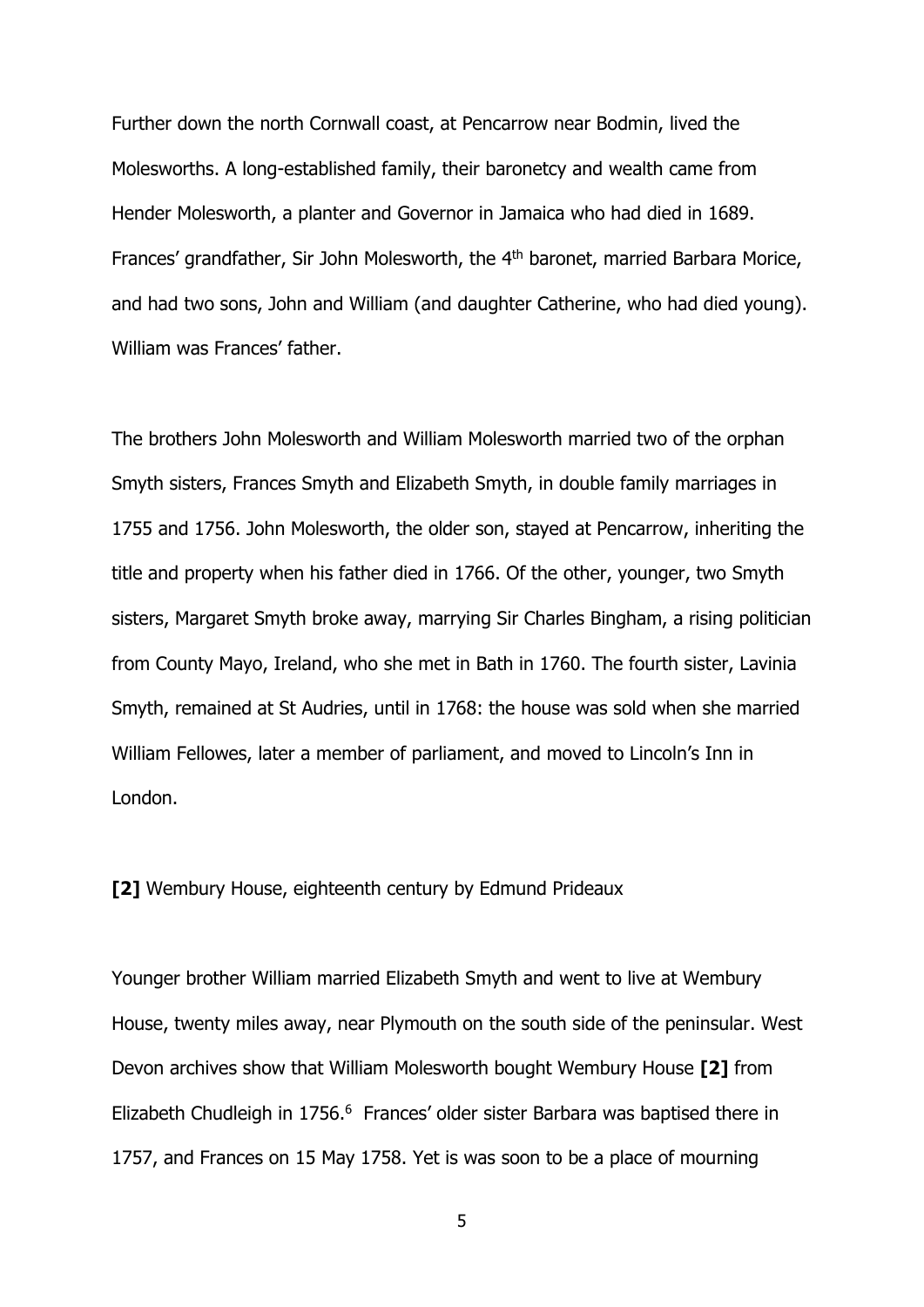Further down the north Cornwall coast, at Pencarrow near Bodmin, lived the Molesworths. A long-established family, their baronetcy and wealth came from Hender Molesworth, a planter and Governor in Jamaica who had died in 1689. Frances' grandfather, Sir John Molesworth, the 4th baronet, married Barbara Morice, and had two sons, John and William (and daughter Catherine, who had died young). William was Frances' father.

The brothers John Molesworth and William Molesworth married two of the orphan Smyth sisters, Frances Smyth and Elizabeth Smyth, in double family marriages in 1755 and 1756. John Molesworth, the older son, stayed at Pencarrow, inheriting the title and property when his father died in 1766. Of the other, younger, two Smyth sisters, Margaret Smyth broke away, marrying Sir Charles Bingham, a rising politician from County Mayo, Ireland, who she met in Bath in 1760. The fourth sister, Lavinia Smyth, remained at St Audries, until in 1768: the house was sold when she married William Fellowes, later a member of parliament, and moved to Lincoln's Inn in London.

**[2]** Wembury House, eighteenth century by Edmund Prideaux

Younger brother William married Elizabeth Smyth and went to live at Wembury House, twenty miles away, near Plymouth on the south side of the peninsular. West Devon archives show that William Molesworth bought Wembury House **[2]** from Elizabeth Chudleigh in 1756.[6] Frances' older sister Barbara was baptised there in 1757, and Frances on 15 May 1758. Yet is was soon to be a place of mourning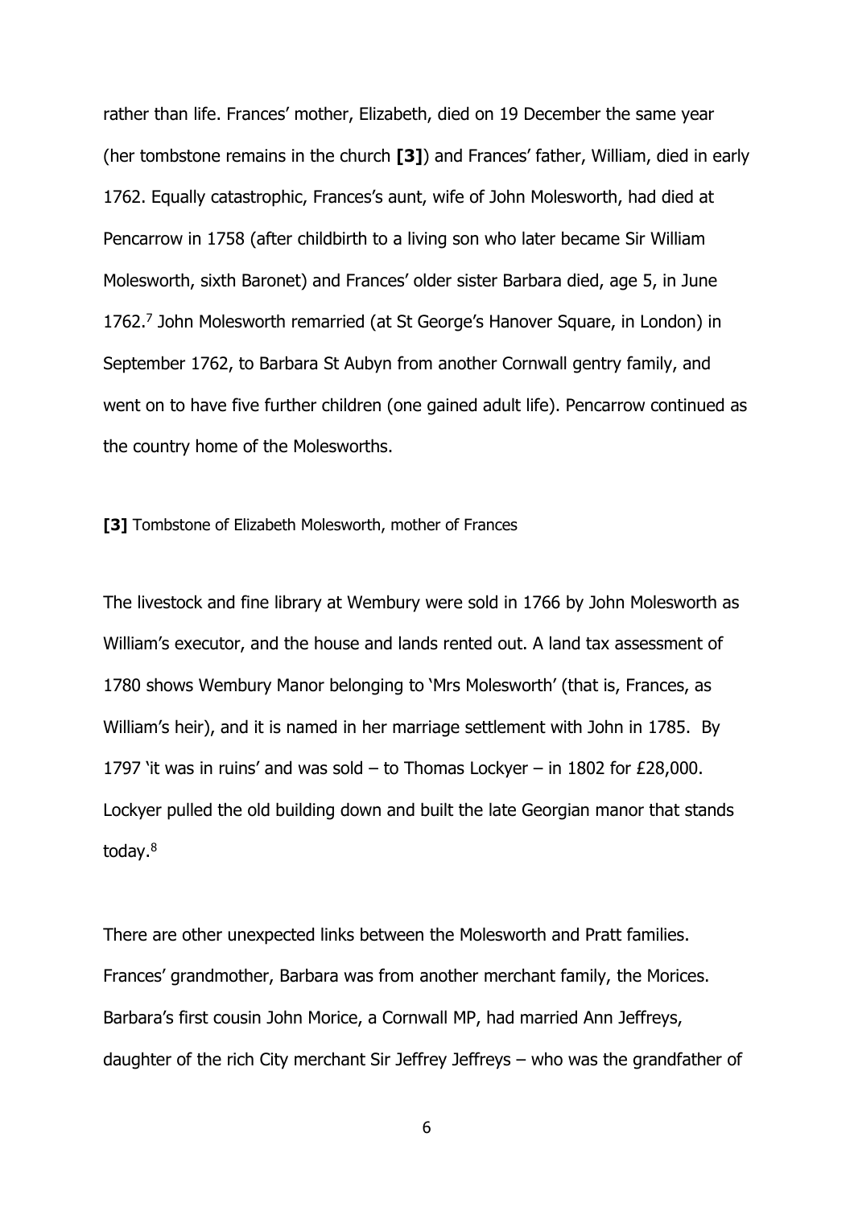rather than life. Frances' mother, Elizabeth, died on 19 December the same year (her tombstone remains in the church **[3]**) and Frances' father, William, died in early 1762. Equally catastrophic, Frances's aunt, wife of John Molesworth, had died at Pencarrow in 1758 (after childbirth to a living son who later became Sir William Molesworth, sixth Baronet) and Frances' older sister Barbara died, age 5, in June 1762.[7] John Molesworth remarried (at St George's Hanover Square, in London) in September 1762, to Barbara St Aubyn from another Cornwall gentry family, and went on to have five further children (one gained adult life). Pencarrow continued as the country home of the Molesworths.

**[3]** Tombstone of Elizabeth Molesworth, mother of Frances

The livestock and fine library at Wembury were sold in 1766 by John Molesworth as William's executor, and the house and lands rented out. A land tax assessment of 1780 shows Wembury Manor belonging to 'Mrs Molesworth' (that is, Frances, as William's heir), and it is named in her marriage settlement with John in 1785. By 1797 'it was in ruins' and was sold – to Thomas Lockyer – in 1802 for £28,000. Lockyer pulled the old building down and built the late Georgian manor that stands today.[8]

There are other unexpected links between the Molesworth and Pratt families. Frances' grandmother, Barbara was from another merchant family, the Morices. Barbara's first cousin John Morice, a Cornwall MP, had married Ann Jeffreys, daughter of the rich City merchant Sir Jeffrey Jeffreys – who was the grandfather of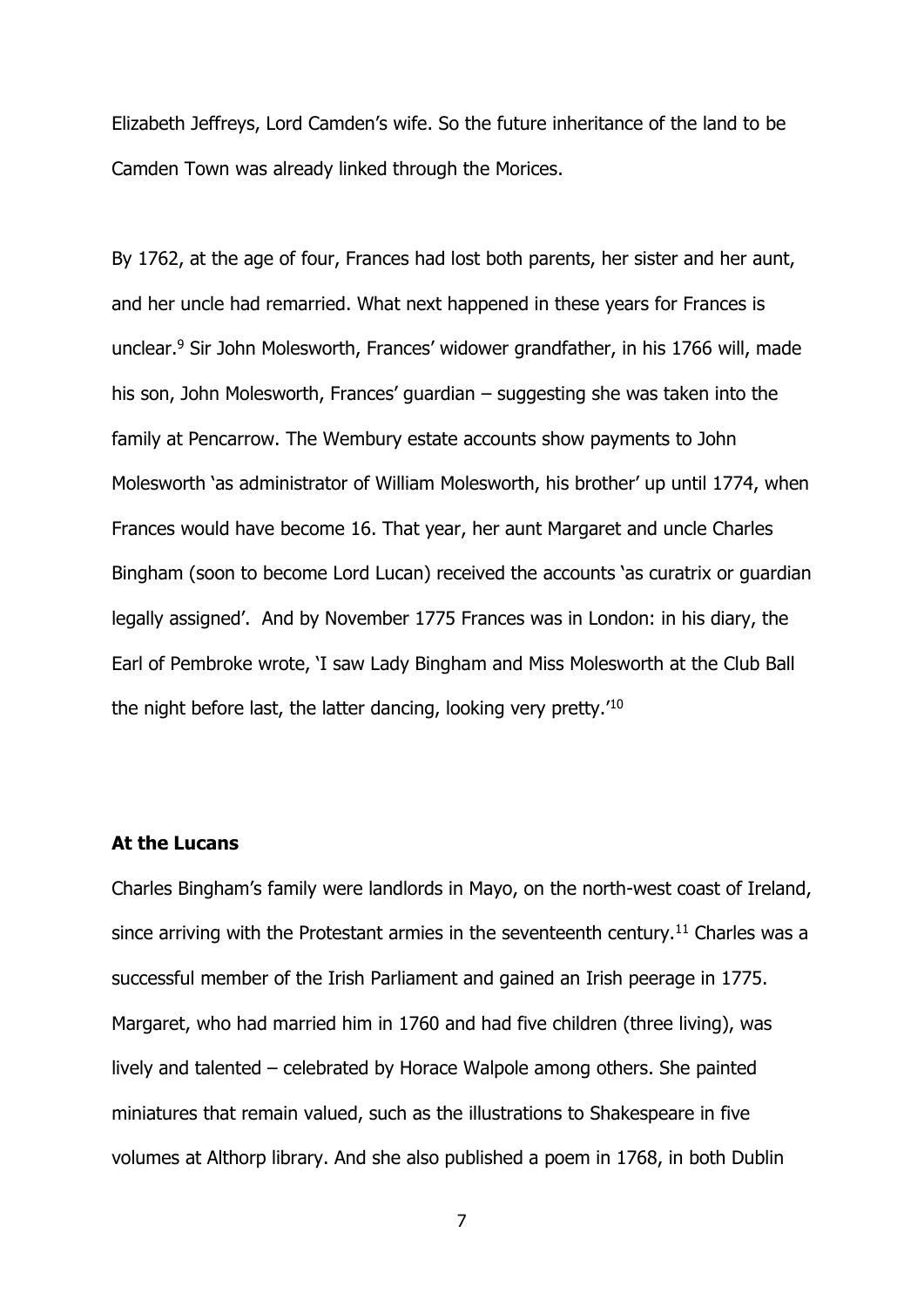Elizabeth Jeffreys, Lord Camden's wife. So the future inheritance of the land to be Camden Town was already linked through the Morices.

By 1762, at the age of four, Frances had lost both parents, her sister and her aunt, and her uncle had remarried. What next happened in these years for Frances is unclear.[9] Sir John Molesworth, Frances' widower grandfather, in his 1766 will, made his son, John Molesworth, Frances' guardian – suggesting she was taken into the family at Pencarrow. The Wembury estate accounts show payments to John Molesworth 'as administrator of William Molesworth, his brother' up until 1774, when Frances would have become 16. That year, her aunt Margaret and uncle Charles Bingham (soon to become Lord Lucan) received the accounts 'as curatrix or guardian legally assigned'. And by November 1775 Frances was in London: in his diary, the Earl of Pembroke wrote, 'I saw Lady Bingham and Miss Molesworth at the Club Ball the night before last, the latter dancing, looking very pretty.'[10]

### At the Lucans

Charles Bingham's family were landlords in Mayo, on the north-west coast of Ireland, since arriving with the Protestant armies in the seventeenth century.[11] Charles was a successful member of the Irish Parliament and gained an Irish peerage in 1775. Margaret, who had married him in 1760 and had five children (three living), was lively and talented – celebrated by Horace Walpole among others. She painted miniatures that remain valued, such as the illustrations to Shakespeare in five volumes at Althorp library. And she also published a poem in 1768, in both Dublin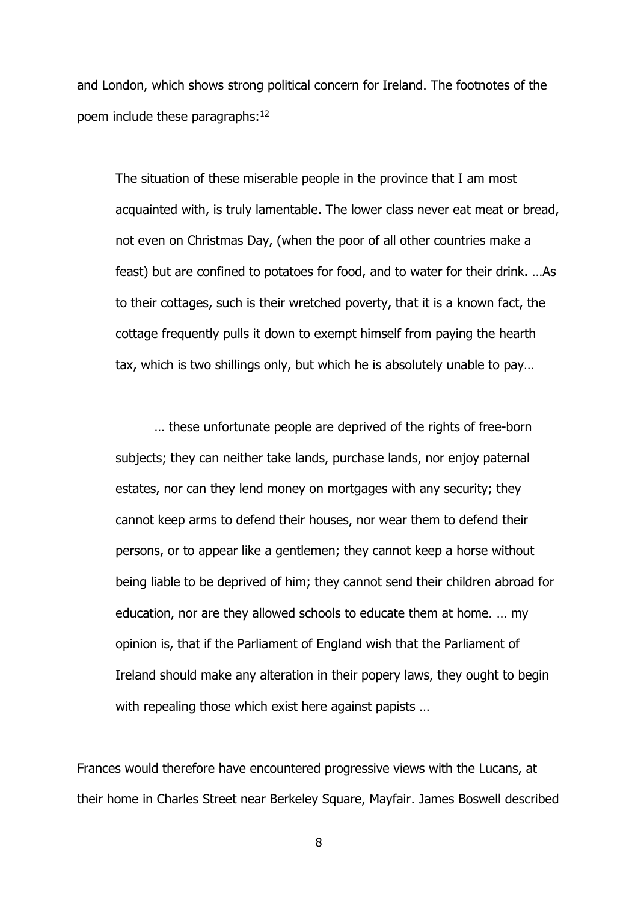and London, which shows strong political concern for Ireland. The footnotes of the poem include these paragraphs:[12]

> The situation of these miserable people in the province that I am most acquainted with, is truly lamentable. The lower class never eat meat or bread, not even on Christmas Day, (when the poor of all other countries make a feast) but are confined to potatoes for food, and to water for their drink. …As to their cottages, such is their wretched poverty, that it is a known fact, the cottage frequently pulls it down to exempt himself from paying the hearth tax, which is two shillings only, but which he is absolutely unable to pay…
>
> … these unfortunate people are deprived of the rights of free-born subjects; they can neither take lands, purchase lands, nor enjoy paternal estates, nor can they lend money on mortgages with any security; they cannot keep arms to defend their houses, nor wear them to defend their persons, or to appear like a gentlemen; they cannot keep a horse without being liable to be deprived of him; they cannot send their children abroad for education, nor are they allowed schools to educate them at home. … my opinion is, that if the Parliament of England wish that the Parliament of Ireland should make any alteration in their popery laws, they ought to begin with repealing those which exist here against papists …

Frances would therefore have encountered progressive views with the Lucans, at their home in Charles Street near Berkeley Square, Mayfair. James Boswell described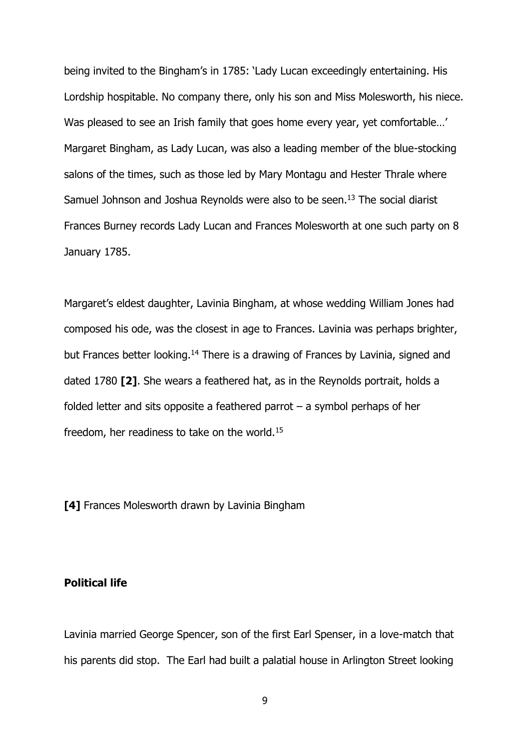being invited to the Bingham's in 1785: 'Lady Lucan exceedingly entertaining. His Lordship hospitable. No company there, only his son and Miss Molesworth, his niece. Was pleased to see an Irish family that goes home every year, yet comfortable…' Margaret Bingham, as Lady Lucan, was also a leading member of the blue-stocking salons of the times, such as those led by Mary Montagu and Hester Thrale where Samuel Johnson and Joshua Reynolds were also to be seen.[13] The social diarist Frances Burney records Lady Lucan and Frances Molesworth at one such party on 8 January 1785.

Margaret's eldest daughter, Lavinia Bingham, at whose wedding William Jones had composed his ode, was the closest in age to Frances. Lavinia was perhaps brighter, but Frances better looking.[14] There is a drawing of Frances by Lavinia, signed and dated 1780 **[2]**. She wears a feathered hat, as in the Reynolds portrait, holds a folded letter and sits opposite a feathered parrot – a symbol perhaps of her freedom, her readiness to take on the world.[15]

**[4]** Frances Molesworth drawn by Lavinia Bingham

**Political life**

Lavinia married George Spencer, son of the first Earl Spenser, in a love-match that his parents did stop. The Earl had built a palatial house in Arlington Street looking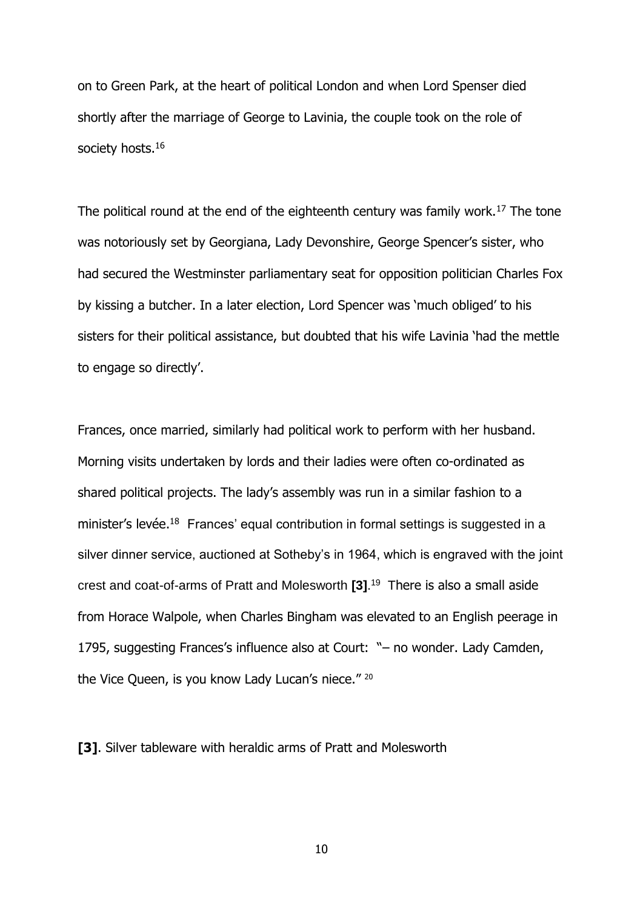on to Green Park, at the heart of political London and when Lord Spenser died shortly after the marriage of George to Lavinia, the couple took on the role of society hosts.[16]

The political round at the end of the eighteenth century was family work.[17] The tone was notoriously set by Georgiana, Lady Devonshire, George Spencer's sister, who had secured the Westminster parliamentary seat for opposition politician Charles Fox by kissing a butcher. In a later election, Lord Spencer was 'much obliged' to his sisters for their political assistance, but doubted that his wife Lavinia 'had the mettle to engage so directly'.

Frances, once married, similarly had political work to perform with her husband. Morning visits undertaken by lords and their ladies were often co-ordinated as shared political projects. The lady's assembly was run in a similar fashion to a minister's levée.[18] Frances' equal contribution in formal settings is suggested in a silver dinner service, auctioned at Sotheby's in 1964, which is engraved with the joint crest and coat-of-arms of Pratt and Molesworth **[3]**.[19] There is also a small aside from Horace Walpole, when Charles Bingham was elevated to an English peerage in 1795, suggesting Frances's influence also at Court: "– no wonder. Lady Camden, the Vice Queen, is you know Lady Lucan's niece." [20]

**[3]**. Silver tableware with heraldic arms of Pratt and Molesworth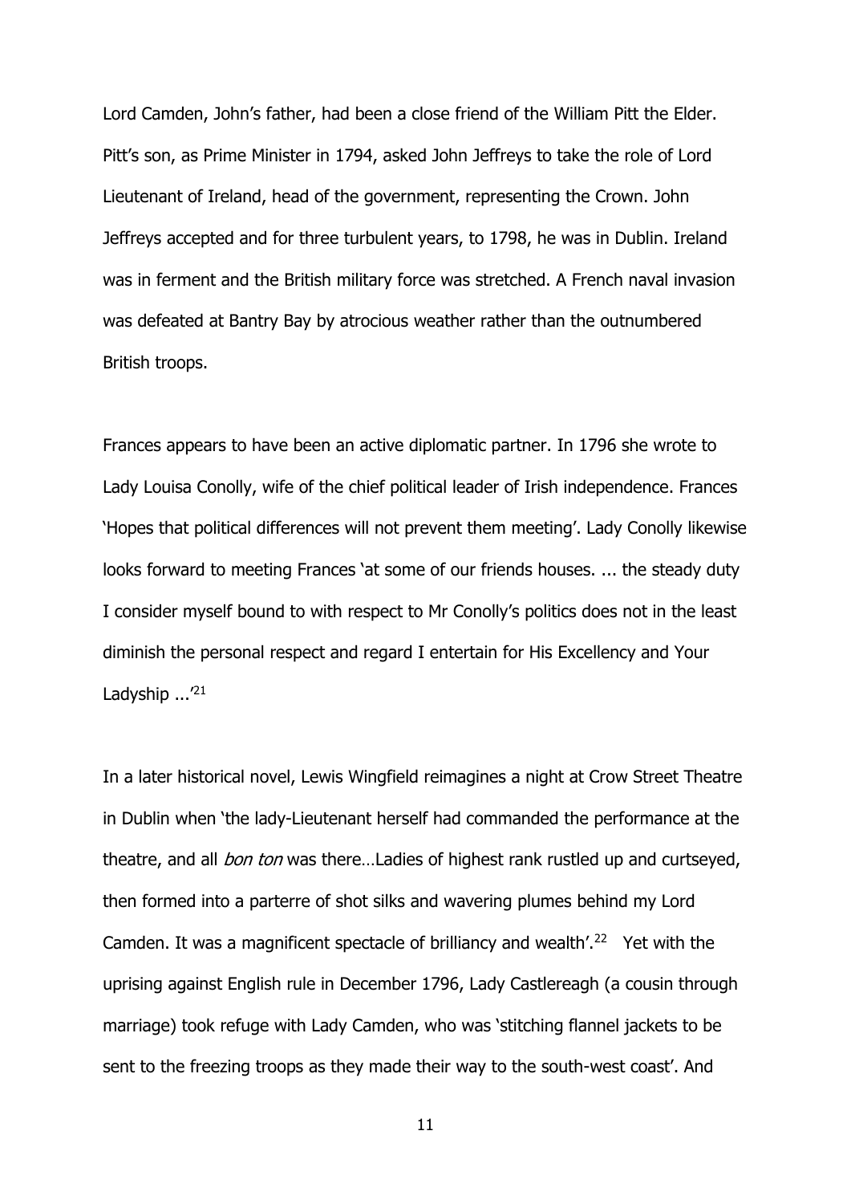Lord Camden, John's father, had been a close friend of the William Pitt the Elder. Pitt's son, as Prime Minister in 1794, asked John Jeffreys to take the role of Lord Lieutenant of Ireland, head of the government, representing the Crown. John Jeffreys accepted and for three turbulent years, to 1798, he was in Dublin. Ireland was in ferment and the British military force was stretched. A French naval invasion was defeated at Bantry Bay by atrocious weather rather than the outnumbered British troops.

Frances appears to have been an active diplomatic partner. In 1796 she wrote to Lady Louisa Conolly, wife of the chief political leader of Irish independence. Frances 'Hopes that political differences will not prevent them meeting'. Lady Conolly likewise looks forward to meeting Frances 'at some of our friends houses. ... the steady duty I consider myself bound to with respect to Mr Conolly's politics does not in the least diminish the personal respect and regard I entertain for His Excellency and Your Ladyship ...'[21]

In a later historical novel, Lewis Wingfield reimagines a night at Crow Street Theatre in Dublin when 'the lady-Lieutenant herself had commanded the performance at the theatre, and all *bon ton* was there…Ladies of highest rank rustled up and curtseyed, then formed into a parterre of shot silks and wavering plumes behind my Lord Camden. It was a magnificent spectacle of brilliancy and wealth'.[22] Yet with the uprising against English rule in December 1796, Lady Castlereagh (a cousin through marriage) took refuge with Lady Camden, who was 'stitching flannel jackets to be sent to the freezing troops as they made their way to the south-west coast'. And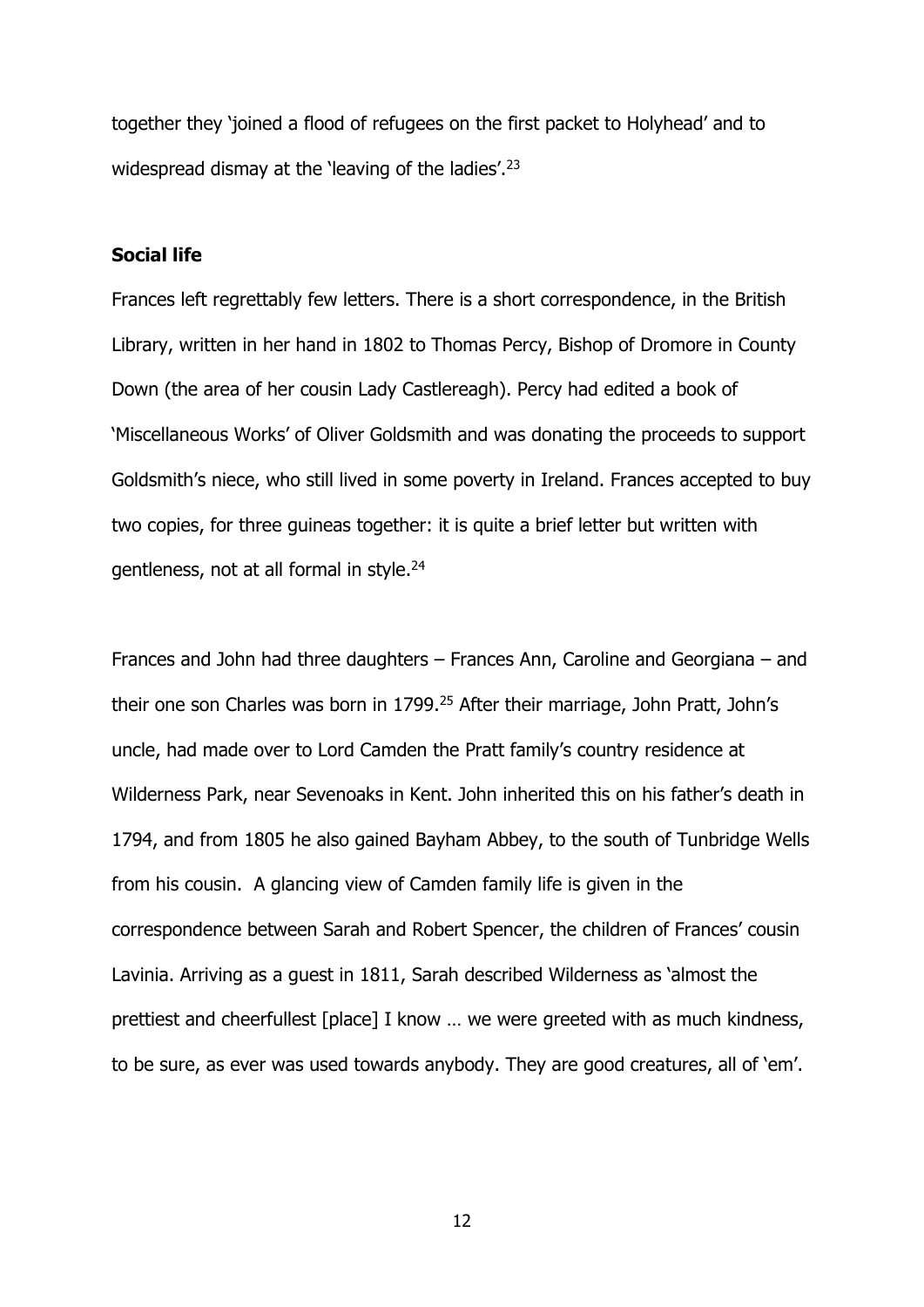together they 'joined a flood of refugees on the first packet to Holyhead' and to widespread dismay at the 'leaving of the ladies'.[23]

**Social life**

Frances left regrettably few letters. There is a short correspondence, in the British Library, written in her hand in 1802 to Thomas Percy, Bishop of Dromore in County Down (the area of her cousin Lady Castlereagh). Percy had edited a book of 'Miscellaneous Works' of Oliver Goldsmith and was donating the proceeds to support Goldsmith's niece, who still lived in some poverty in Ireland. Frances accepted to buy two copies, for three guineas together: it is quite a brief letter but written with gentleness, not at all formal in style.[24]

Frances and John had three daughters – Frances Ann, Caroline and Georgiana – and their one son Charles was born in 1799.[25] After their marriage, John Pratt, John's uncle, had made over to Lord Camden the Pratt family's country residence at Wilderness Park, near Sevenoaks in Kent. John inherited this on his father's death in 1794, and from 1805 he also gained Bayham Abbey, to the south of Tunbridge Wells from his cousin. A glancing view of Camden family life is given in the correspondence between Sarah and Robert Spencer, the children of Frances' cousin Lavinia. Arriving as a guest in 1811, Sarah described Wilderness as 'almost the prettiest and cheerfullest [place] I know … we were greeted with as much kindness, to be sure, as ever was used towards anybody. They are good creatures, all of 'em'.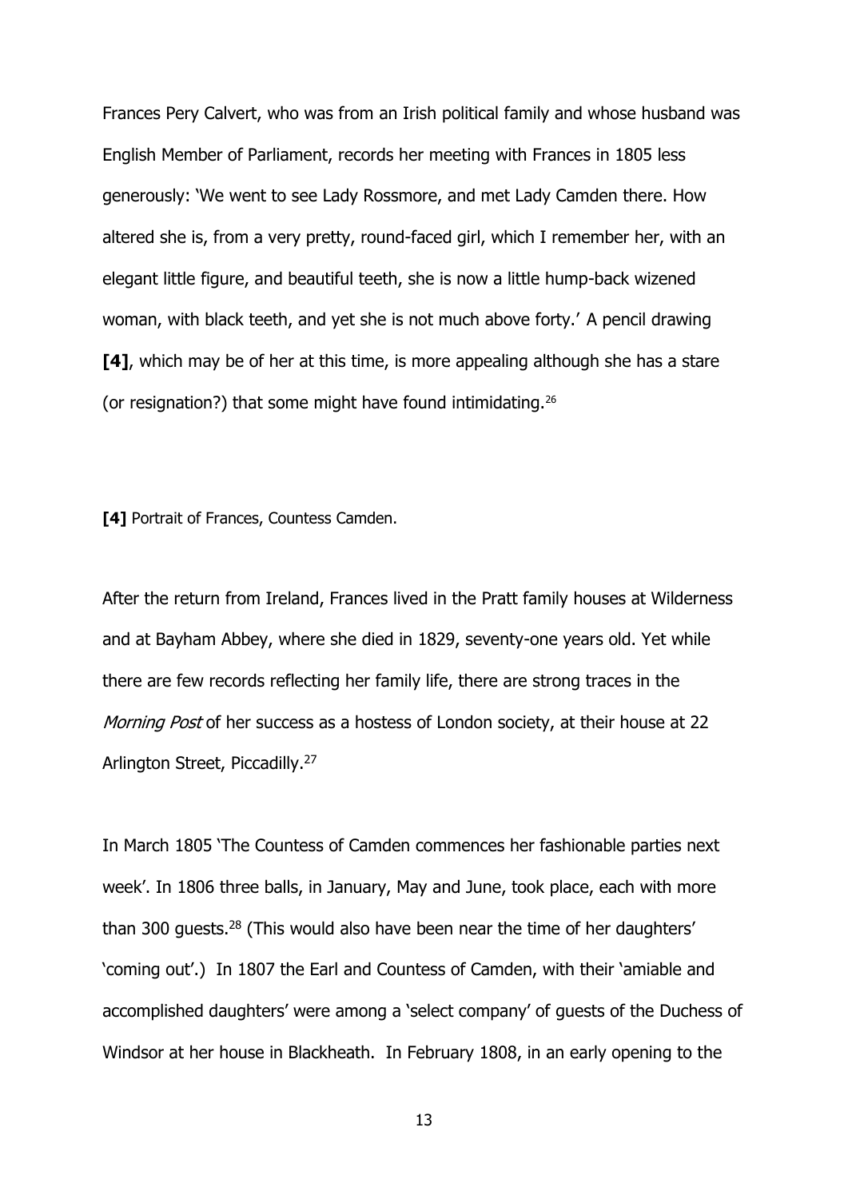Frances Pery Calvert, who was from an Irish political family and whose husband was English Member of Parliament, records her meeting with Frances in 1805 less generously: 'We went to see Lady Rossmore, and met Lady Camden there. How altered she is, from a very pretty, round-faced girl, which I remember her, with an elegant little figure, and beautiful teeth, she is now a little hump-back wizened woman, with black teeth, and yet she is not much above forty.' A pencil drawing **[4]**, which may be of her at this time, is more appealing although she has a stare (or resignation?) that some might have found intimidating.[26]

**[4]** Portrait of Frances, Countess Camden.

After the return from Ireland, Frances lived in the Pratt family houses at Wilderness and at Bayham Abbey, where she died in 1829, seventy-one years old. Yet while there are few records reflecting her family life, there are strong traces in the *Morning Post* of her success as a hostess of London society, at their house at 22 Arlington Street, Piccadilly.[27]

In March 1805 'The Countess of Camden commences her fashionable parties next week'. In 1806 three balls, in January, May and June, took place, each with more than 300 guests.[28] (This would also have been near the time of her daughters' 'coming out'.) In 1807 the Earl and Countess of Camden, with their 'amiable and accomplished daughters' were among a 'select company' of guests of the Duchess of Windsor at her house in Blackheath. In February 1808, in an early opening to the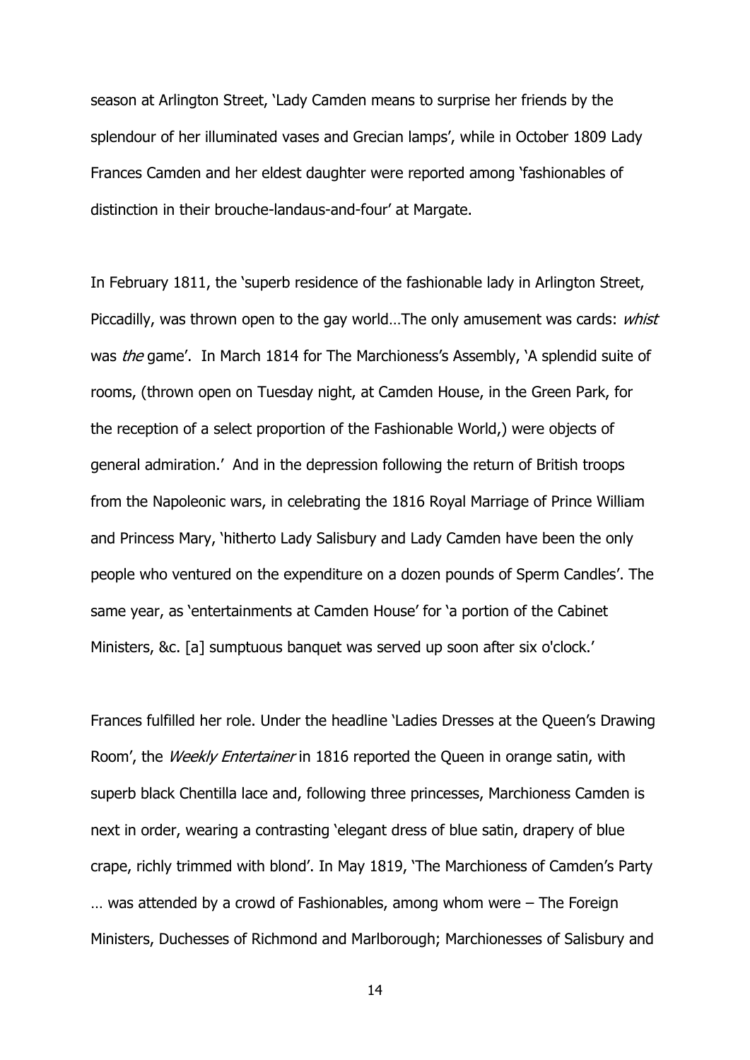season at Arlington Street, 'Lady Camden means to surprise her friends by the splendour of her illuminated vases and Grecian lamps', while in October 1809 Lady Frances Camden and her eldest daughter were reported among 'fashionables of distinction in their brouche-landaus-and-four' at Margate.

In February 1811, the 'superb residence of the fashionable lady in Arlington Street, Piccadilly, was thrown open to the gay world…The only amusement was cards: *whist* was *the* game'. In March 1814 for The Marchioness's Assembly, 'A splendid suite of rooms, (thrown open on Tuesday night, at Camden House, in the Green Park, for the reception of a select proportion of the Fashionable World,) were objects of general admiration.' And in the depression following the return of British troops from the Napoleonic wars, in celebrating the 1816 Royal Marriage of Prince William and Princess Mary, 'hitherto Lady Salisbury and Lady Camden have been the only people who ventured on the expenditure on a dozen pounds of Sperm Candles'. The same year, as 'entertainments at Camden House' for 'a portion of the Cabinet Ministers, &c. [a] sumptuous banquet was served up soon after six o'clock.'

Frances fulfilled her role. Under the headline 'Ladies Dresses at the Queen's Drawing Room', the *Weekly Entertainer* in 1816 reported the Queen in orange satin, with superb black Chentilla lace and, following three princesses, Marchioness Camden is next in order, wearing a contrasting 'elegant dress of blue satin, drapery of blue crape, richly trimmed with blond'. In May 1819, 'The Marchioness of Camden's Party … was attended by a crowd of Fashionables, among whom were – The Foreign Ministers, Duchesses of Richmond and Marlborough; Marchionesses of Salisbury and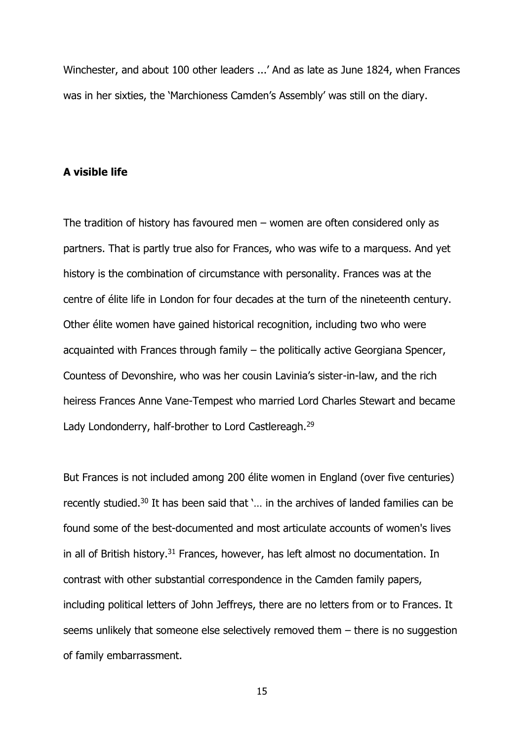Winchester, and about 100 other leaders ...' And as late as June 1824, when Frances was in her sixties, the 'Marchioness Camden's Assembly' was still on the diary.

## A visible life

The tradition of history has favoured men – women are often considered only as partners. That is partly true also for Frances, who was wife to a marquess. And yet history is the combination of circumstance with personality. Frances was at the centre of élite life in London for four decades at the turn of the nineteenth century. Other élite women have gained historical recognition, including two who were acquainted with Frances through family – the politically active Georgiana Spencer, Countess of Devonshire, who was her cousin Lavinia's sister-in-law, and the rich heiress Frances Anne Vane-Tempest who married Lord Charles Stewart and became Lady Londonderry, half-brother to Lord Castlereagh.[29]

But Frances is not included among 200 élite women in England (over five centuries) recently studied.[30] It has been said that '… in the archives of landed families can be found some of the best-documented and most articulate accounts of women's lives in all of British history.[31] Frances, however, has left almost no documentation. In contrast with other substantial correspondence in the Camden family papers, including political letters of John Jeffreys, there are no letters from or to Frances. It seems unlikely that someone else selectively removed them – there is no suggestion of family embarrassment.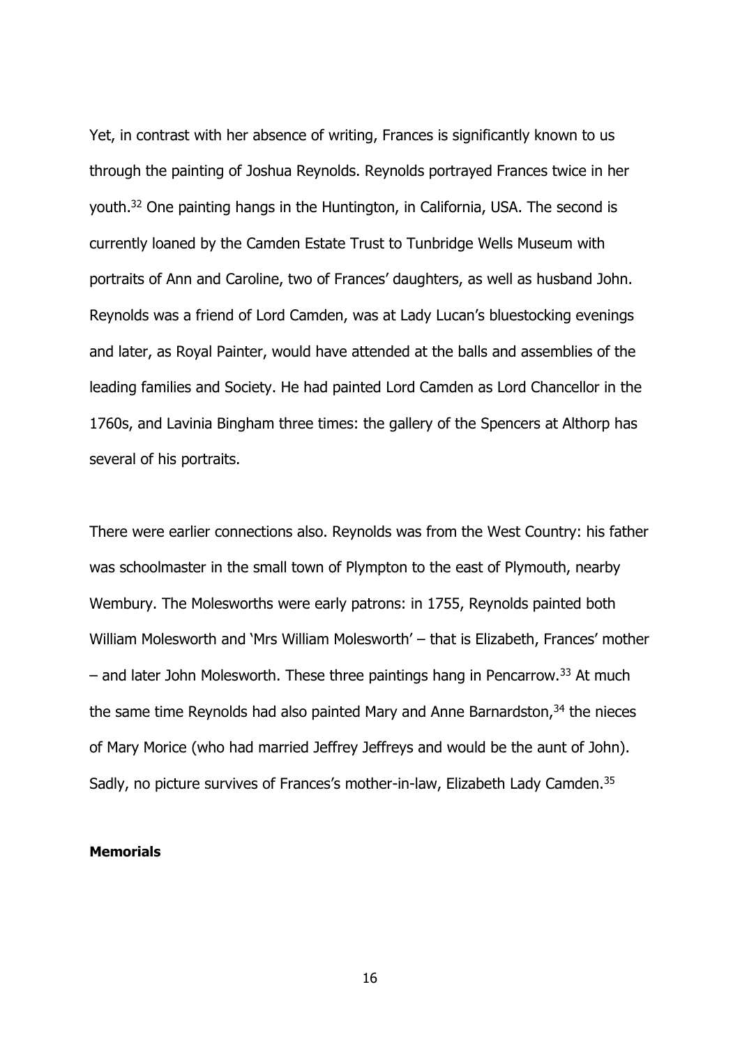Yet, in contrast with her absence of writing, Frances is significantly known to us through the painting of Joshua Reynolds. Reynolds portrayed Frances twice in her youth.[32] One painting hangs in the Huntington, in California, USA. The second is currently loaned by the Camden Estate Trust to Tunbridge Wells Museum with portraits of Ann and Caroline, two of Frances' daughters, as well as husband John. Reynolds was a friend of Lord Camden, was at Lady Lucan's bluestocking evenings and later, as Royal Painter, would have attended at the balls and assemblies of the leading families and Society. He had painted Lord Camden as Lord Chancellor in the 1760s, and Lavinia Bingham three times: the gallery of the Spencers at Althorp has several of his portraits.

There were earlier connections also. Reynolds was from the West Country: his father was schoolmaster in the small town of Plympton to the east of Plymouth, nearby Wembury. The Molesworths were early patrons: in 1755, Reynolds painted both William Molesworth and 'Mrs William Molesworth' – that is Elizabeth, Frances' mother – and later John Molesworth. These three paintings hang in Pencarrow.[33] At much the same time Reynolds had also painted Mary and Anne Barnardston,[34] the nieces of Mary Morice (who had married Jeffrey Jeffreys and would be the aunt of John). Sadly, no picture survives of Frances's mother-in-law, Elizabeth Lady Camden.[35]

**Memorials**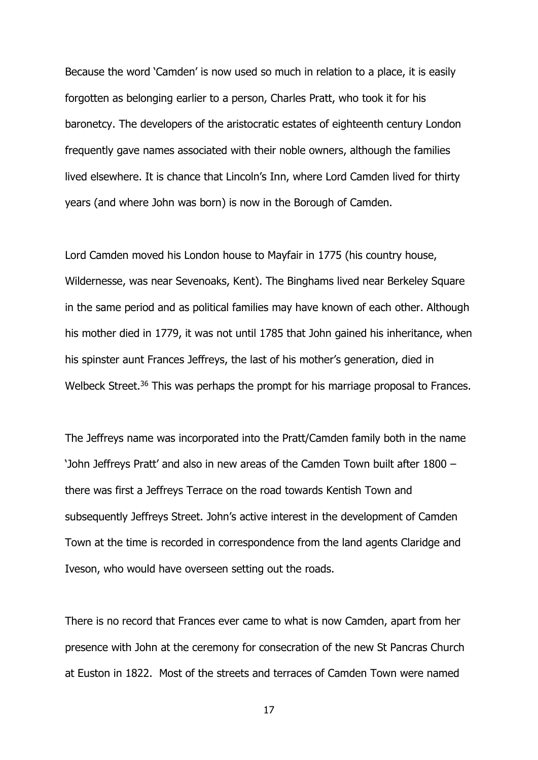Because the word 'Camden' is now used so much in relation to a place, it is easily forgotten as belonging earlier to a person, Charles Pratt, who took it for his baronetcy. The developers of the aristocratic estates of eighteenth century London frequently gave names associated with their noble owners, although the families lived elsewhere. It is chance that Lincoln's Inn, where Lord Camden lived for thirty years (and where John was born) is now in the Borough of Camden.

Lord Camden moved his London house to Mayfair in 1775 (his country house, Wildernesse, was near Sevenoaks, Kent). The Binghams lived near Berkeley Square in the same period and as political families may have known of each other. Although his mother died in 1779, it was not until 1785 that John gained his inheritance, when his spinster aunt Frances Jeffreys, the last of his mother's generation, died in Welbeck Street.[36] This was perhaps the prompt for his marriage proposal to Frances.

The Jeffreys name was incorporated into the Pratt/Camden family both in the name 'John Jeffreys Pratt' and also in new areas of the Camden Town built after 1800 – there was first a Jeffreys Terrace on the road towards Kentish Town and subsequently Jeffreys Street. John's active interest in the development of Camden Town at the time is recorded in correspondence from the land agents Claridge and Iveson, who would have overseen setting out the roads.

There is no record that Frances ever came to what is now Camden, apart from her presence with John at the ceremony for consecration of the new St Pancras Church at Euston in 1822. Most of the streets and terraces of Camden Town were named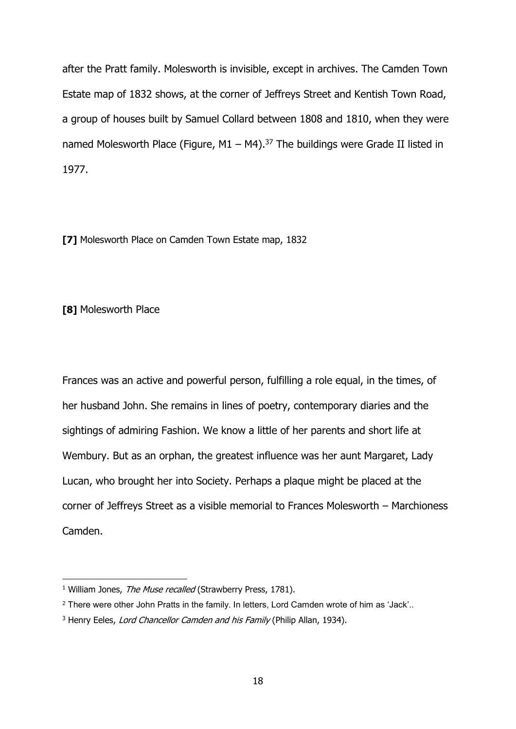after the Pratt family. Molesworth is invisible, except in archives. The Camden Town Estate map of 1832 shows, at the corner of Jeffreys Street and Kentish Town Road, a group of houses built by Samuel Collard between 1808 and 1810, when they were named Molesworth Place (Figure, M1 – M4).[37] The buildings were Grade II listed in 1977.

**[7]** Molesworth Place on Camden Town Estate map, 1832

**[8]** Molesworth Place

Frances was an active and powerful person, fulfilling a role equal, in the times, of her husband John. She remains in lines of poetry, contemporary diaries and the sightings of admiring Fashion. We know a little of her parents and short life at Wembury. But as an orphan, the greatest influence was her aunt Margaret, Lady Lucan, who brought her into Society. Perhaps a plaque might be placed at the corner of Jeffreys Street as a visible memorial to Frances Molesworth – Marchioness Camden.

---

[1] William Jones, *The Muse recalled* (Strawberry Press, 1781).

[2] There were other John Pratts in the family. In letters, Lord Camden wrote of him as 'Jack'..

[3] Henry Eeles, *Lord Chancellor Camden and his Family* (Philip Allan, 1934).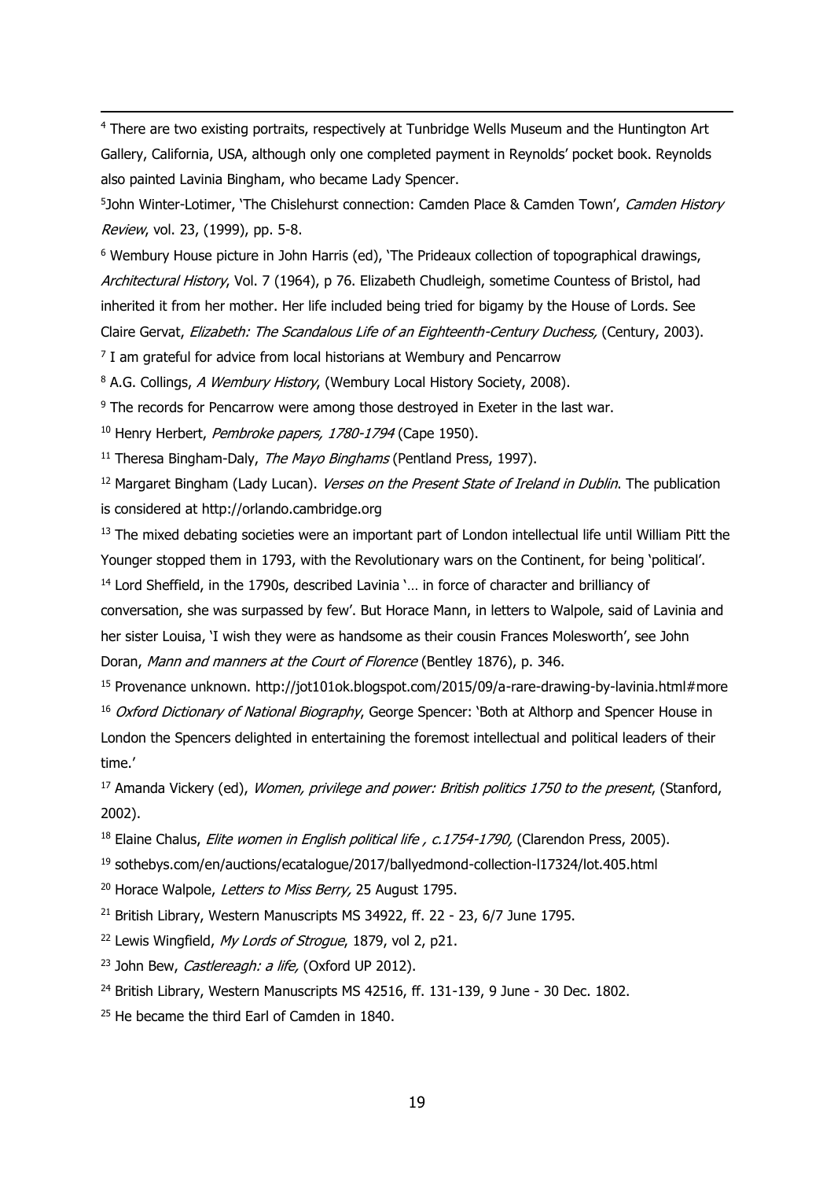[4] There are two existing portraits, respectively at Tunbridge Wells Museum and the Huntington Art Gallery, California, USA, although only one completed payment in Reynolds' pocket book. Reynolds also painted Lavinia Bingham, who became Lady Spencer.

[5]John Winter-Lotimer, 'The Chislehurst connection: Camden Place & Camden Town', *Camden History Review*, vol. 23, (1999), pp. 5-8.

[6] Wembury House picture in John Harris (ed), 'The Prideaux collection of topographical drawings, *Architectural History*, Vol. 7 (1964), p 76. Elizabeth Chudleigh, sometime Countess of Bristol, had inherited it from her mother. Her life included being tried for bigamy by the House of Lords. See Claire Gervat, *Elizabeth: The Scandalous Life of an Eighteenth-Century Duchess,* (Century, 2003).

[7] I am grateful for advice from local historians at Wembury and Pencarrow

[8] A.G. Collings, *A Wembury History*, (Wembury Local History Society, 2008).

[9] The records for Pencarrow were among those destroyed in Exeter in the last war.

[10] Henry Herbert, *Pembroke papers, 1780-1794* (Cape 1950).

[11] Theresa Bingham-Daly, *The Mayo Binghams* (Pentland Press, 1997).

[12] Margaret Bingham (Lady Lucan). *Verses on the Present State of Ireland in Dublin*. The publication is considered at http://orlando.cambridge.org

[13] The mixed debating societies were an important part of London intellectual life until William Pitt the Younger stopped them in 1793, with the Revolutionary wars on the Continent, for being 'political'.

[14] Lord Sheffield, in the 1790s, described Lavinia '… in force of character and brilliancy of conversation, she was surpassed by few'. But Horace Mann, in letters to Walpole, said of Lavinia and her sister Louisa, 'I wish they were as handsome as their cousin Frances Molesworth', see John Doran, *Mann and manners at the Court of Florence* (Bentley 1876), p. 346.

[15] Provenance unknown. http://jot101ok.blogspot.com/2015/09/a-rare-drawing-by-lavinia.html#more

[16] *Oxford Dictionary of National Biography*, George Spencer: 'Both at Althorp and Spencer House in London the Spencers delighted in entertaining the foremost intellectual and political leaders of their time.'

[17] Amanda Vickery (ed), *Women, privilege and power: British politics 1750 to the present*, (Stanford, 2002).

[18] Elaine Chalus, *Elite women in English political life , c.1754-1790,* (Clarendon Press, 2005).

[19] sothebys.com/en/auctions/ecatalogue/2017/ballyedmond-collection-l17324/lot.405.html

[20] Horace Walpole, *Letters to Miss Berry,* 25 August 1795.

[21] British Library, Western Manuscripts MS 34922, ff. 22 - 23, 6/7 June 1795.

[22] Lewis Wingfield, *My Lords of Strogue*, 1879, vol 2, p21.

[23] John Bew, *Castlereagh: a life,* (Oxford UP 2012).

[24] British Library, Western Manuscripts MS 42516, ff. 131-139, 9 June - 30 Dec. 1802.

[25] He became the third Earl of Camden in 1840.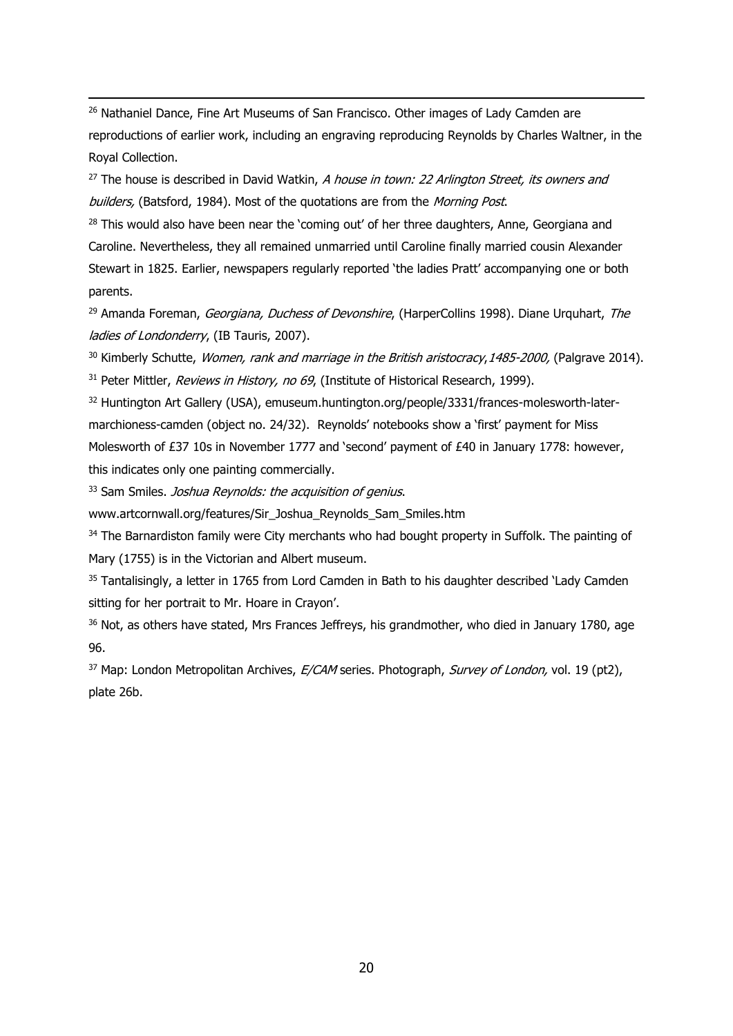[26] Nathaniel Dance, Fine Art Museums of San Francisco. Other images of Lady Camden are reproductions of earlier work, including an engraving reproducing Reynolds by Charles Waltner, in the Royal Collection.

[27] The house is described in David Watkin, *A house in town: 22 Arlington Street, its owners and builders,* (Batsford, 1984). Most of the quotations are from the *Morning Post*.

[28] This would also have been near the 'coming out' of her three daughters, Anne, Georgiana and Caroline. Nevertheless, they all remained unmarried until Caroline finally married cousin Alexander Stewart in 1825. Earlier, newspapers regularly reported 'the ladies Pratt' accompanying one or both parents.

[29] Amanda Foreman, *Georgiana, Duchess of Devonshire*, (HarperCollins 1998). Diane Urquhart, *The ladies of Londonderry*, (IB Tauris, 2007).

[30] Kimberly Schutte, *Women, rank and marriage in the British aristocracy,1485-2000,* (Palgrave 2014).

[31] Peter Mittler, *Reviews in History, no 69*, (Institute of Historical Research, 1999).

[32] Huntington Art Gallery (USA), emuseum.huntington.org/people/3331/frances-molesworth-later-marchioness-camden (object no. 24/32). Reynolds' notebooks show a 'first' payment for Miss Molesworth of £37 10s in November 1777 and 'second' payment of £40 in January 1778: however, this indicates only one painting commercially.

[33] Sam Smiles. *Joshua Reynolds: the acquisition of genius*.
www.artcornwall.org/features/Sir_Joshua_Reynolds_Sam_Smiles.htm

[34] The Barnardiston family were City merchants who had bought property in Suffolk. The painting of Mary (1755) is in the Victorian and Albert museum.

[35] Tantalisingly, a letter in 1765 from Lord Camden in Bath to his daughter described 'Lady Camden sitting for her portrait to Mr. Hoare in Crayon'.

[36] Not, as others have stated, Mrs Frances Jeffreys, his grandmother, who died in January 1780, age 96.

[37] Map: London Metropolitan Archives, *E/CAM* series. Photograph, *Survey of London,* vol. 19 (pt2), plate 26b.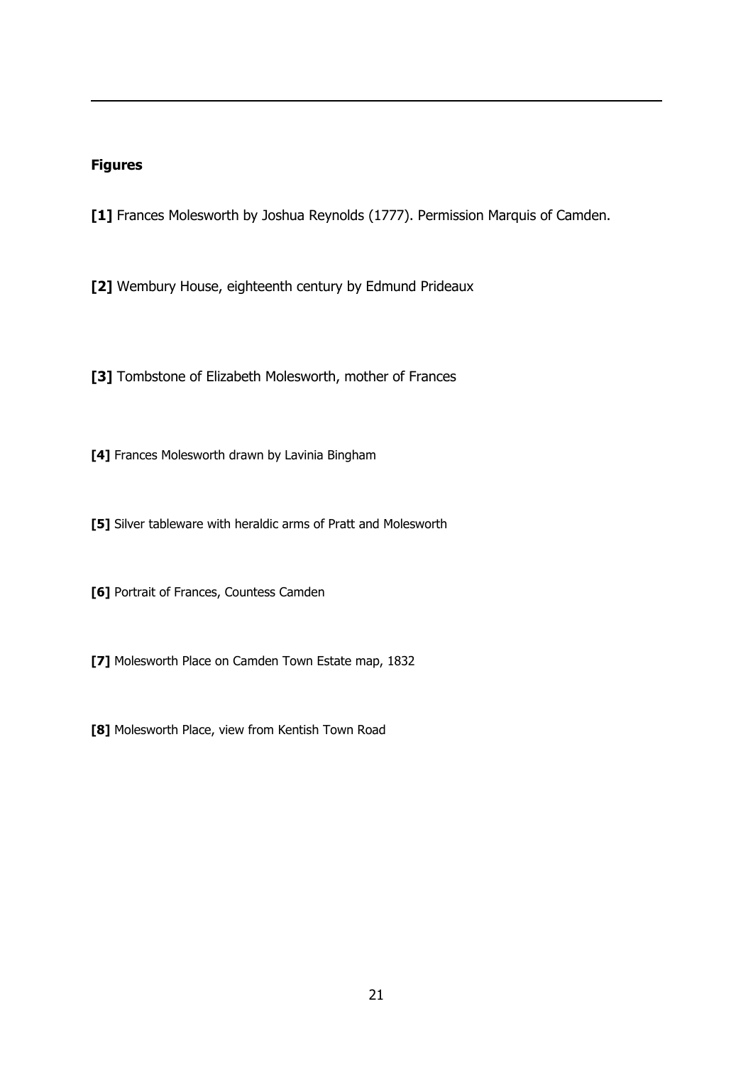## Figures

**[1]** Frances Molesworth by Joshua Reynolds (1777). Permission Marquis of Camden.

**[2]** Wembury House, eighteenth century by Edmund Prideaux

**[3]** Tombstone of Elizabeth Molesworth, mother of Frances

**[4]** Frances Molesworth drawn by Lavinia Bingham

**[5]** Silver tableware with heraldic arms of Pratt and Molesworth

**[6]** Portrait of Frances, Countess Camden

**[7]** Molesworth Place on Camden Town Estate map, 1832

**[8]** Molesworth Place, view from Kentish Town Road